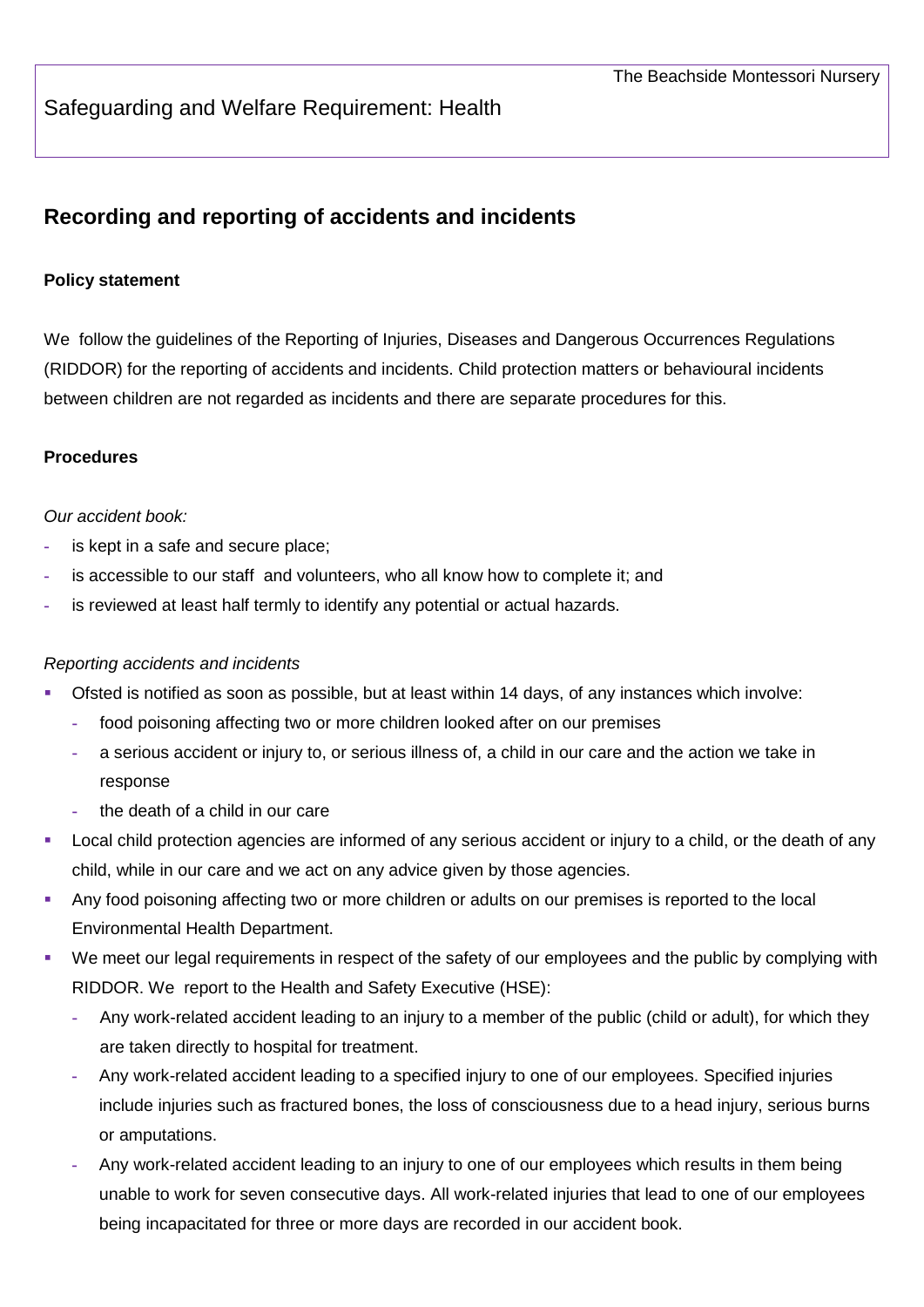The Beachside Montessori Nursery

Safeguarding and Welfare Requirement: Health

## Recording and reporting of accidents and incidents

**Policy statement**

We follow the guidelines of the Reporting of Injuries, Diseases and Dangerous Occurrences Regulations (RIDDOR) for the reporting of accidents and incidents. Child protection matters or behavioural incidents between children are not regarded as incidents and there are separate procedures for this.

**Procedures**

*Our accident book:*

- is kept in a safe and secure place;
- is accessible to our staff and volunteers, who all know how to complete it; and
- is reviewed at least half termly to identify any potential or actual hazards.

*Reporting accidents and incidents*

- Ofsted is notified as soon as possible, but at least within 14 days, of any instances which involve:
  - food poisoning affecting two or more children looked after on our premises
  - a serious accident or injury to, or serious illness of, a child in our care and the action we take in response
  - the death of a child in our care
- Local child protection agencies are informed of any serious accident or injury to a child, or the death of any child, while in our care and we act on any advice given by those agencies.
- Any food poisoning affecting two or more children or adults on our premises is reported to the local Environmental Health Department.
- We meet our legal requirements in respect of the safety of our employees and the public by complying with RIDDOR. We report to the Health and Safety Executive (HSE):
  - Any work-related accident leading to an injury to a member of the public (child or adult), for which they are taken directly to hospital for treatment.
  - Any work-related accident leading to a specified injury to one of our employees. Specified injuries include injuries such as fractured bones, the loss of consciousness due to a head injury, serious burns or amputations.
  - Any work-related accident leading to an injury to one of our employees which results in them being unable to work for seven consecutive days. All work-related injuries that lead to one of our employees being incapacitated for three or more days are recorded in our accident book.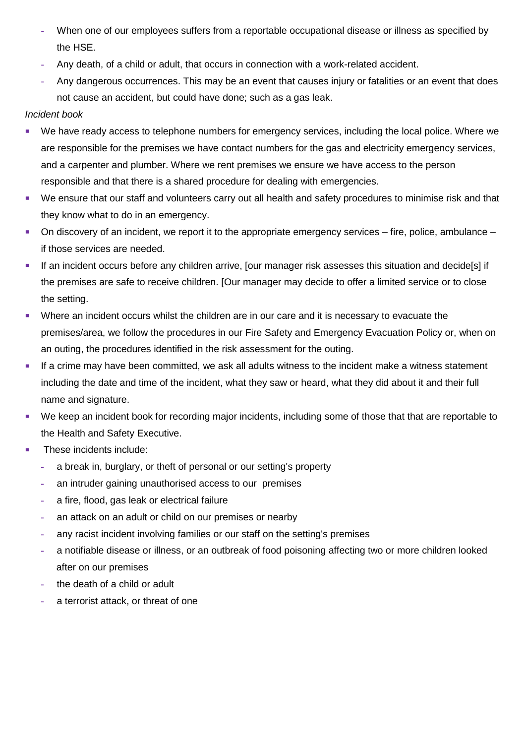- When one of our employees suffers from a reportable occupational disease or illness as specified by the HSE.
  - Any death, of a child or adult, that occurs in connection with a work-related accident.
  - Any dangerous occurrences. This may be an event that causes injury or fatalities or an event that does not cause an accident, but could have done; such as a gas leak.

*Incident book*

- We have ready access to telephone numbers for emergency services, including the local police. Where we are responsible for the premises we have contact numbers for the gas and electricity emergency services, and a carpenter and plumber. Where we rent premises we ensure we have access to the person responsible and that there is a shared procedure for dealing with emergencies.
- We ensure that our staff and volunteers carry out all health and safety procedures to minimise risk and that they know what to do in an emergency.
- On discovery of an incident, we report it to the appropriate emergency services – fire, police, ambulance – if those services are needed.
- If an incident occurs before any children arrive, [our manager risk assesses this situation and decide[s] if the premises are safe to receive children. [Our manager may decide to offer a limited service or to close the setting.
- Where an incident occurs whilst the children are in our care and it is necessary to evacuate the premises/area, we follow the procedures in our Fire Safety and Emergency Evacuation Policy or, when on an outing, the procedures identified in the risk assessment for the outing.
- If a crime may have been committed, we ask all adults witness to the incident make a witness statement including the date and time of the incident, what they saw or heard, what they did about it and their full name and signature.
- We keep an incident book for recording major incidents, including some of those that that are reportable to the Health and Safety Executive.
- These incidents include:
  - a break in, burglary, or theft of personal or our setting's property
  - an intruder gaining unauthorised access to our premises
  - a fire, flood, gas leak or electrical failure
  - an attack on an adult or child on our premises or nearby
  - any racist incident involving families or our staff on the setting's premises
  - a notifiable disease or illness, or an outbreak of food poisoning affecting two or more children looked after on our premises
  - the death of a child or adult
  - a terrorist attack, or threat of one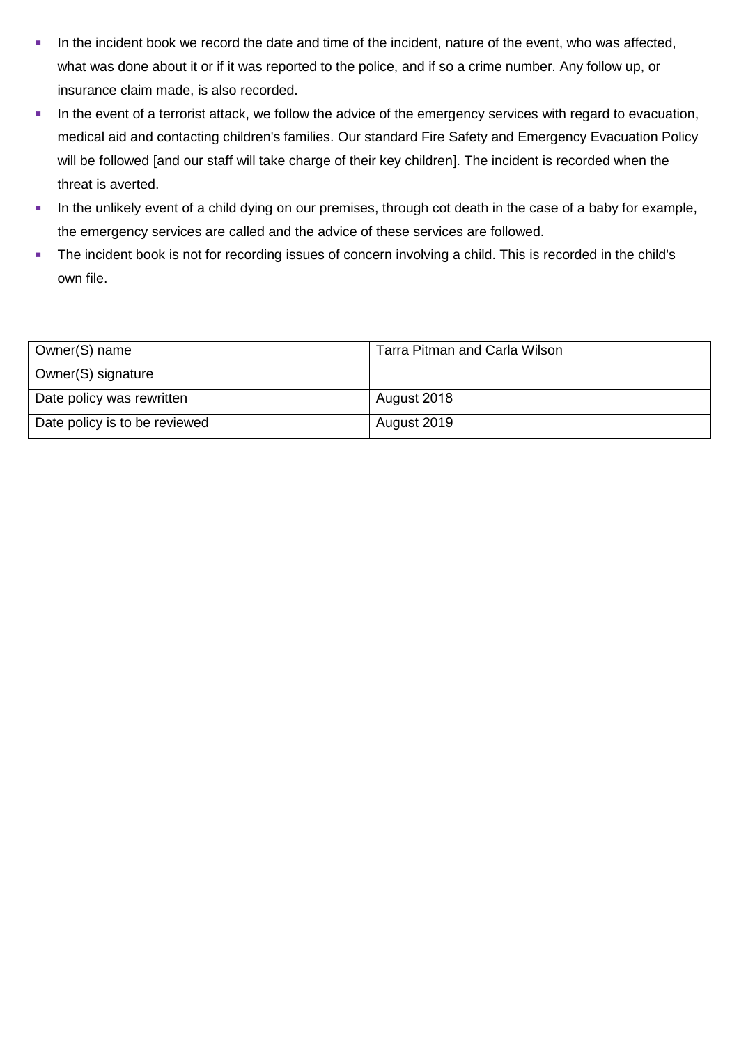- In the incident book we record the date and time of the incident, nature of the event, who was affected, what was done about it or if it was reported to the police, and if so a crime number. Any follow up, or insurance claim made, is also recorded.
- In the event of a terrorist attack, we follow the advice of the emergency services with regard to evacuation, medical aid and contacting children's families. Our standard Fire Safety and Emergency Evacuation Policy will be followed [and our staff will take charge of their key children]. The incident is recorded when the threat is averted.
- In the unlikely event of a child dying on our premises, through cot death in the case of a baby for example, the emergency services are called and the advice of these services are followed.
- The incident book is not for recording issues of concern involving a child. This is recorded in the child's own file.

| | |
|---|---|
| Owner(S) name | Tarra Pitman and Carla Wilson |
| Owner(S) signature | |
| Date policy was rewritten | August 2018 |
| Date policy is to be reviewed | August 2019 |